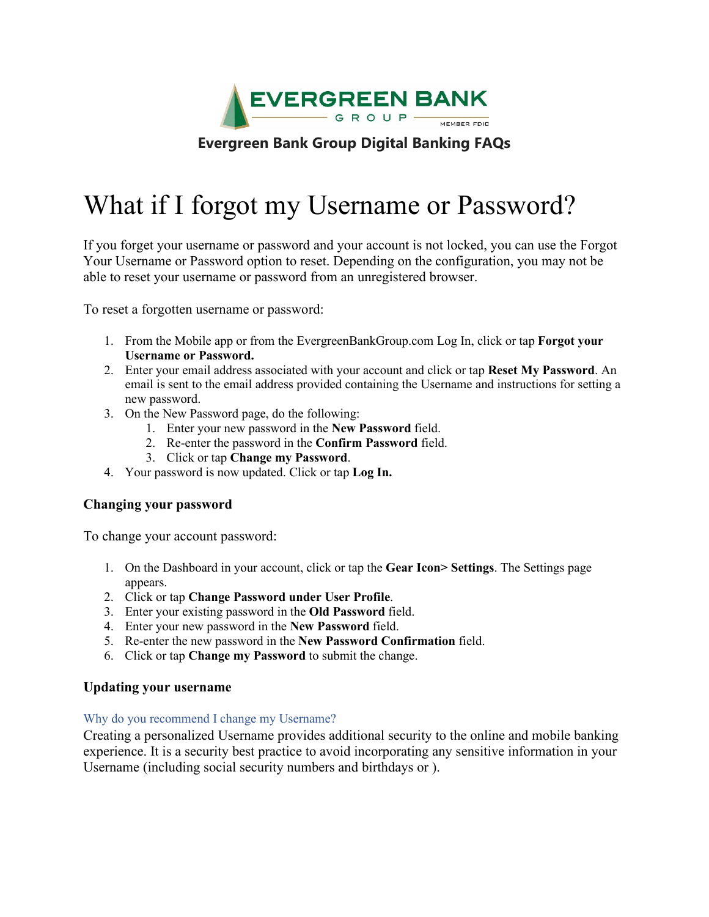# EVERGREEN BANK GROUP

MEMBER FDIC

**Evergreen Bank Group Digital Banking FAQs**

# What if I forgot my Username or Password?

If you forget your username or password and your account is not locked, you can use the Forgot Your Username or Password option to reset. Depending on the configuration, you may not be able to reset your username or password from an unregistered browser.

To reset a forgotten username or password:

1. From the Mobile app or from the EvergreenBankGroup.com Log In, click or tap **Forgot your Username or Password.**
2. Enter your email address associated with your account and click or tap **Reset My Password**. An email is sent to the email address provided containing the Username and instructions for setting a new password.
3. On the New Password page, do the following:
   1. Enter your new password in the **New Password** field.
   2. Re-enter the password in the **Confirm Password** field.
   3. Click or tap **Change my Password**.
4. Your password is now updated. Click or tap **Log In.**

### Changing your password

To change your account password:

1. On the Dashboard in your account, click or tap the **Gear Icon> Settings**. The Settings page appears.
2. Click or tap **Change Password under User Profile**.
3. Enter your existing password in the **Old Password** field.
4. Enter your new password in the **New Password** field.
5. Re-enter the new password in the **New Password Confirmation** field.
6. Click or tap **Change my Password** to submit the change.

### Updating your username

Why do you recommend I change my Username?

Creating a personalized Username provides additional security to the online and mobile banking experience. It is a security best practice to avoid incorporating any sensitive information in your Username (including social security numbers and birthdays or ).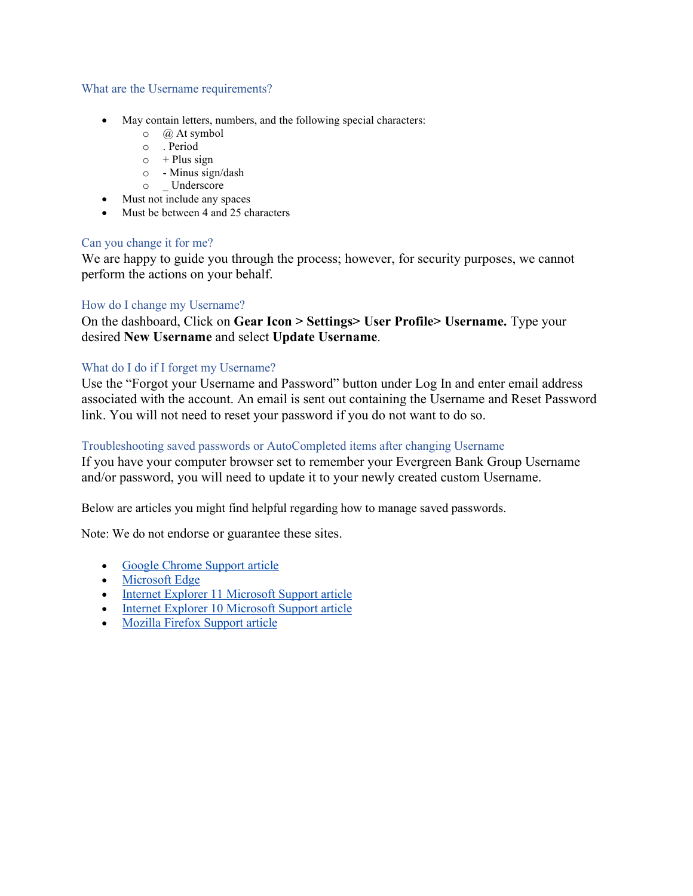## What are the Username requirements?

- May contain letters, numbers, and the following special characters:
  - @ At symbol
  - . Period
  - + Plus sign
  - - Minus sign/dash
  - _ Underscore
- Must not include any spaces
- Must be between 4 and 25 characters

## Can you change it for me?

We are happy to guide you through the process; however, for security purposes, we cannot perform the actions on your behalf.

## How do I change my Username?

On the dashboard, Click on **Gear Icon > Settings> User Profile> Username.** Type your desired **New Username** and select **Update Username**.

## What do I do if I forget my Username?

Use the "Forgot your Username and Password" button under Log In and enter email address associated with the account. An email is sent out containing the Username and Reset Password link. You will not need to reset your password if you do not want to do so.

## Troubleshooting saved passwords or AutoCompleted items after changing Username

If you have your computer browser set to remember your Evergreen Bank Group Username and/or password, you will need to update it to your newly created custom Username.

Below are articles you might find helpful regarding how to manage saved passwords.

Note: We do not endorse or guarantee these sites.

- Google Chrome Support article
- Microsoft Edge
- Internet Explorer 11 Microsoft Support article
- Internet Explorer 10 Microsoft Support article
- Mozilla Firefox Support article